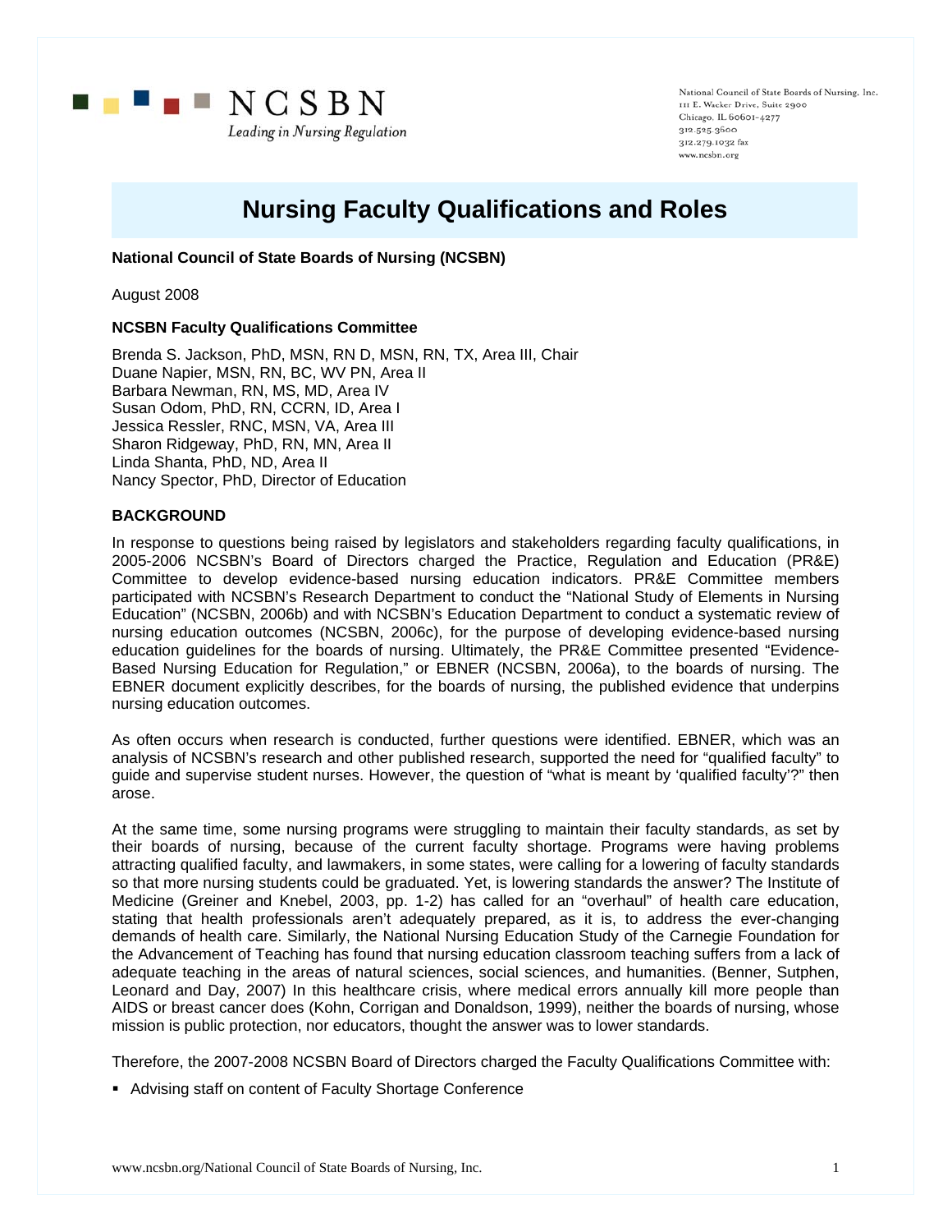NCSBN

*Leading in Nursing Regulation*

National Council of State Boards of Nursing, Inc.
111 E. Wacker Drive, Suite 2900
Chicago, IL 60601-4277
312.525.3600
312.279.1032 fax
www.ncsbn.org

# Nursing Faculty Qualifications and Roles

**National Council of State Boards of Nursing (NCSBN)**

August 2008

**NCSBN Faculty Qualifications Committee**

Brenda S. Jackson, PhD, MSN, RN D, MSN, RN, TX, Area III, Chair
Duane Napier, MSN, RN, BC, WV PN, Area II
Barbara Newman, RN, MS, MD, Area IV
Susan Odom, PhD, RN, CCRN, ID, Area I
Jessica Ressler, RNC, MSN, VA, Area III
Sharon Ridgeway, PhD, RN, MN, Area II
Linda Shanta, PhD, ND, Area II
Nancy Spector, PhD, Director of Education

## BACKGROUND

In response to questions being raised by legislators and stakeholders regarding faculty qualifications, in 2005-2006 NCSBN's Board of Directors charged the Practice, Regulation and Education (PR&E) Committee to develop evidence-based nursing education indicators. PR&E Committee members participated with NCSBN's Research Department to conduct the "National Study of Elements in Nursing Education" (NCSBN, 2006b) and with NCSBN's Education Department to conduct a systematic review of nursing education outcomes (NCSBN, 2006c), for the purpose of developing evidence-based nursing education guidelines for the boards of nursing. Ultimately, the PR&E Committee presented "Evidence-Based Nursing Education for Regulation," or EBNER (NCSBN, 2006a), to the boards of nursing. The EBNER document explicitly describes, for the boards of nursing, the published evidence that underpins nursing education outcomes.

As often occurs when research is conducted, further questions were identified. EBNER, which was an analysis of NCSBN's research and other published research, supported the need for "qualified faculty" to guide and supervise student nurses. However, the question of "what is meant by 'qualified faculty'?" then arose.

At the same time, some nursing programs were struggling to maintain their faculty standards, as set by their boards of nursing, because of the current faculty shortage. Programs were having problems attracting qualified faculty, and lawmakers, in some states, were calling for a lowering of faculty standards so that more nursing students could be graduated. Yet, is lowering standards the answer? The Institute of Medicine (Greiner and Knebel, 2003, pp. 1-2) has called for an "overhaul" of health care education, stating that health professionals aren't adequately prepared, as it is, to address the ever-changing demands of health care. Similarly, the National Nursing Education Study of the Carnegie Foundation for the Advancement of Teaching has found that nursing education classroom teaching suffers from a lack of adequate teaching in the areas of natural sciences, social sciences, and humanities. (Benner, Sutphen, Leonard and Day, 2007) In this healthcare crisis, where medical errors annually kill more people than AIDS or breast cancer does (Kohn, Corrigan and Donaldson, 1999), neither the boards of nursing, whose mission is public protection, nor educators, thought the answer was to lower standards.

Therefore, the 2007-2008 NCSBN Board of Directors charged the Faculty Qualifications Committee with:

- Advising staff on content of Faculty Shortage Conference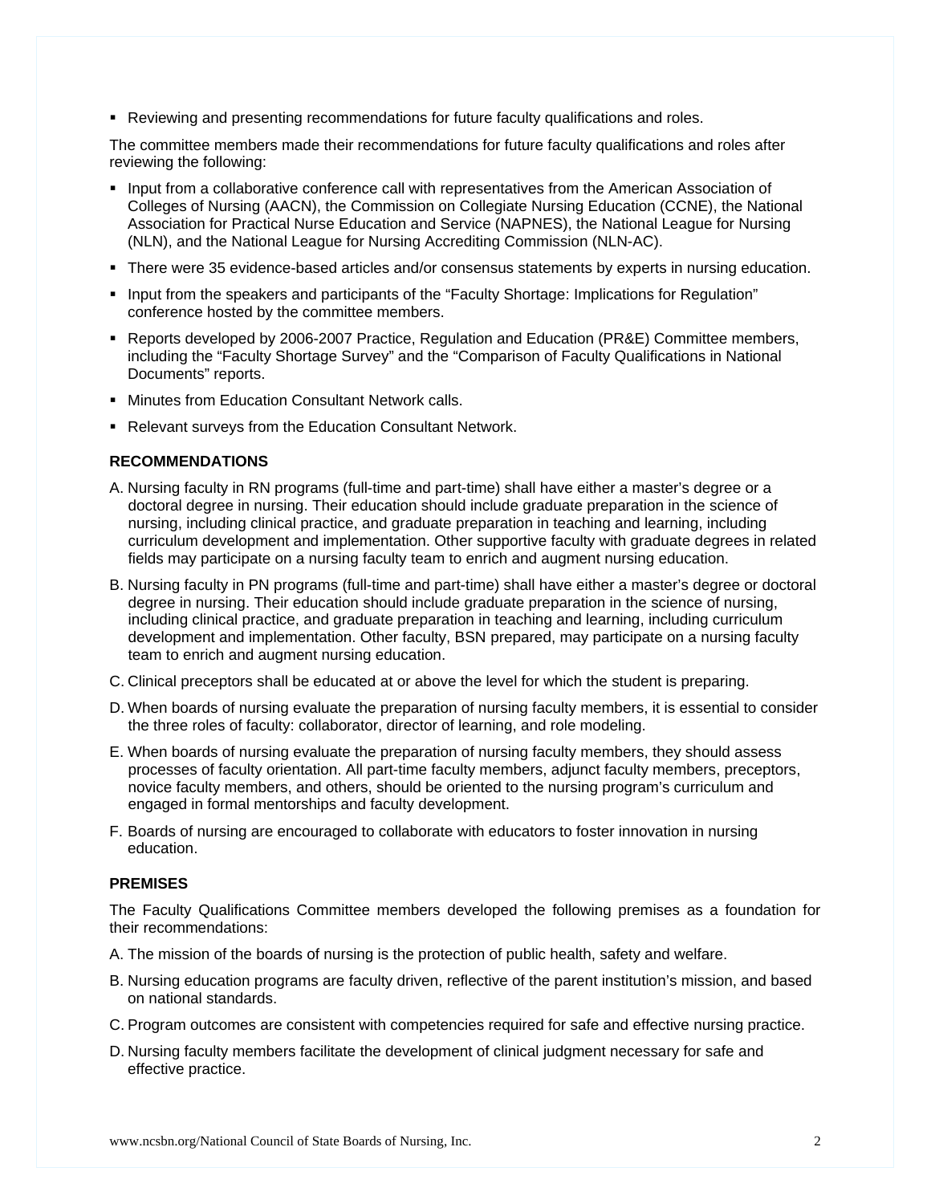- Reviewing and presenting recommendations for future faculty qualifications and roles.

The committee members made their recommendations for future faculty qualifications and roles after reviewing the following:

- Input from a collaborative conference call with representatives from the American Association of Colleges of Nursing (AACN), the Commission on Collegiate Nursing Education (CCNE), the National Association for Practical Nurse Education and Service (NAPNES), the National League for Nursing (NLN), and the National League for Nursing Accrediting Commission (NLN-AC).
- There were 35 evidence-based articles and/or consensus statements by experts in nursing education.
- Input from the speakers and participants of the "Faculty Shortage: Implications for Regulation" conference hosted by the committee members.
- Reports developed by 2006-2007 Practice, Regulation and Education (PR&E) Committee members, including the "Faculty Shortage Survey" and the "Comparison of Faculty Qualifications in National Documents" reports.
- Minutes from Education Consultant Network calls.
- Relevant surveys from the Education Consultant Network.

**RECOMMENDATIONS**

A. Nursing faculty in RN programs (full-time and part-time) shall have either a master's degree or a doctoral degree in nursing. Their education should include graduate preparation in the science of nursing, including clinical practice, and graduate preparation in teaching and learning, including curriculum development and implementation. Other supportive faculty with graduate degrees in related fields may participate on a nursing faculty team to enrich and augment nursing education.

B. Nursing faculty in PN programs (full-time and part-time) shall have either a master's degree or doctoral degree in nursing. Their education should include graduate preparation in the science of nursing, including clinical practice, and graduate preparation in teaching and learning, including curriculum development and implementation. Other faculty, BSN prepared, may participate on a nursing faculty team to enrich and augment nursing education.

C. Clinical preceptors shall be educated at or above the level for which the student is preparing.

D. When boards of nursing evaluate the preparation of nursing faculty members, it is essential to consider the three roles of faculty: collaborator, director of learning, and role modeling.

E. When boards of nursing evaluate the preparation of nursing faculty members, they should assess processes of faculty orientation. All part-time faculty members, adjunct faculty members, preceptors, novice faculty members, and others, should be oriented to the nursing program's curriculum and engaged in formal mentorships and faculty development.

F. Boards of nursing are encouraged to collaborate with educators to foster innovation in nursing education.

**PREMISES**

The Faculty Qualifications Committee members developed the following premises as a foundation for their recommendations:

A. The mission of the boards of nursing is the protection of public health, safety and welfare.

B. Nursing education programs are faculty driven, reflective of the parent institution's mission, and based on national standards.

C. Program outcomes are consistent with competencies required for safe and effective nursing practice.

D. Nursing faculty members facilitate the development of clinical judgment necessary for safe and effective practice.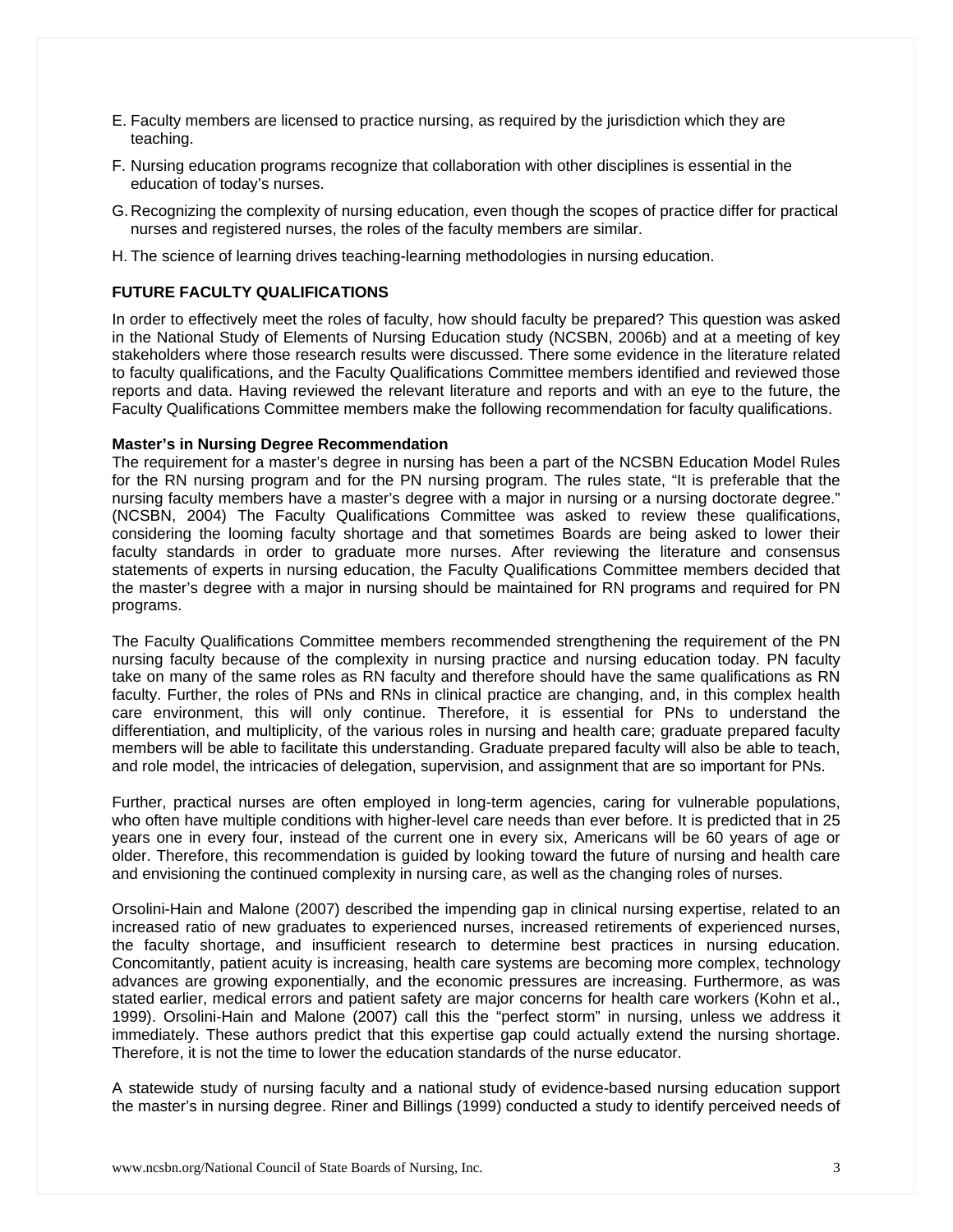E. Faculty members are licensed to practice nursing, as required by the jurisdiction which they are teaching.

F. Nursing education programs recognize that collaboration with other disciplines is essential in the education of today's nurses.

G. Recognizing the complexity of nursing education, even though the scopes of practice differ for practical nurses and registered nurses, the roles of the faculty members are similar.

H. The science of learning drives teaching-learning methodologies in nursing education.

## FUTURE FACULTY QUALIFICATIONS

In order to effectively meet the roles of faculty, how should faculty be prepared? This question was asked in the National Study of Elements of Nursing Education study (NCSBN, 2006b) and at a meeting of key stakeholders where those research results were discussed. There some evidence in the literature related to faculty qualifications, and the Faculty Qualifications Committee members identified and reviewed those reports and data. Having reviewed the relevant literature and reports and with an eye to the future, the Faculty Qualifications Committee members make the following recommendation for faculty qualifications.

### Master's in Nursing Degree Recommendation

The requirement for a master's degree in nursing has been a part of the NCSBN Education Model Rules for the RN nursing program and for the PN nursing program. The rules state, "It is preferable that the nursing faculty members have a master's degree with a major in nursing or a nursing doctorate degree." (NCSBN, 2004) The Faculty Qualifications Committee was asked to review these qualifications, considering the looming faculty shortage and that sometimes Boards are being asked to lower their faculty standards in order to graduate more nurses. After reviewing the literature and consensus statements of experts in nursing education, the Faculty Qualifications Committee members decided that the master's degree with a major in nursing should be maintained for RN programs and required for PN programs.

The Faculty Qualifications Committee members recommended strengthening the requirement of the PN nursing faculty because of the complexity in nursing practice and nursing education today. PN faculty take on many of the same roles as RN faculty and therefore should have the same qualifications as RN faculty. Further, the roles of PNs and RNs in clinical practice are changing, and, in this complex health care environment, this will only continue. Therefore, it is essential for PNs to understand the differentiation, and multiplicity, of the various roles in nursing and health care; graduate prepared faculty members will be able to facilitate this understanding. Graduate prepared faculty will also be able to teach, and role model, the intricacies of delegation, supervision, and assignment that are so important for PNs.

Further, practical nurses are often employed in long-term agencies, caring for vulnerable populations, who often have multiple conditions with higher-level care needs than ever before. It is predicted that in 25 years one in every four, instead of the current one in every six, Americans will be 60 years of age or older. Therefore, this recommendation is guided by looking toward the future of nursing and health care and envisioning the continued complexity in nursing care, as well as the changing roles of nurses.

Orsolini-Hain and Malone (2007) described the impending gap in clinical nursing expertise, related to an increased ratio of new graduates to experienced nurses, increased retirements of experienced nurses, the faculty shortage, and insufficient research to determine best practices in nursing education. Concomitantly, patient acuity is increasing, health care systems are becoming more complex, technology advances are growing exponentially, and the economic pressures are increasing. Furthermore, as was stated earlier, medical errors and patient safety are major concerns for health care workers (Kohn et al., 1999). Orsolini-Hain and Malone (2007) call this the "perfect storm" in nursing, unless we address it immediately. These authors predict that this expertise gap could actually extend the nursing shortage. Therefore, it is not the time to lower the education standards of the nurse educator.

A statewide study of nursing faculty and a national study of evidence-based nursing education support the master's in nursing degree. Riner and Billings (1999) conducted a study to identify perceived needs of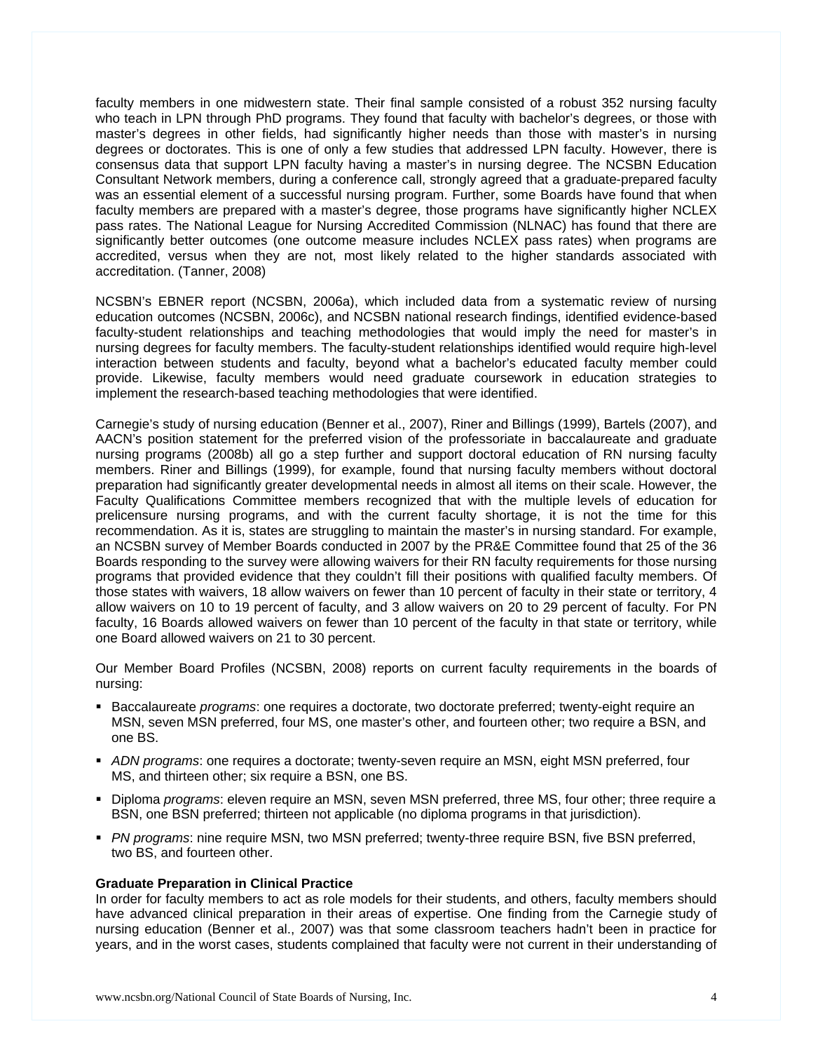faculty members in one midwestern state. Their final sample consisted of a robust 352 nursing faculty who teach in LPN through PhD programs. They found that faculty with bachelor's degrees, or those with master's degrees in other fields, had significantly higher needs than those with master's in nursing degrees or doctorates. This is one of only a few studies that addressed LPN faculty. However, there is consensus data that support LPN faculty having a master's in nursing degree. The NCSBN Education Consultant Network members, during a conference call, strongly agreed that a graduate-prepared faculty was an essential element of a successful nursing program. Further, some Boards have found that when faculty members are prepared with a master's degree, those programs have significantly higher NCLEX pass rates. The National League for Nursing Accredited Commission (NLNAC) has found that there are significantly better outcomes (one outcome measure includes NCLEX pass rates) when programs are accredited, versus when they are not, most likely related to the higher standards associated with accreditation. (Tanner, 2008)

NCSBN's EBNER report (NCSBN, 2006a), which included data from a systematic review of nursing education outcomes (NCSBN, 2006c), and NCSBN national research findings, identified evidence-based faculty-student relationships and teaching methodologies that would imply the need for master's in nursing degrees for faculty members. The faculty-student relationships identified would require high-level interaction between students and faculty, beyond what a bachelor's educated faculty member could provide. Likewise, faculty members would need graduate coursework in education strategies to implement the research-based teaching methodologies that were identified.

Carnegie's study of nursing education (Benner et al., 2007), Riner and Billings (1999), Bartels (2007), and AACN's position statement for the preferred vision of the professoriate in baccalaureate and graduate nursing programs (2008b) all go a step further and support doctoral education of RN nursing faculty members. Riner and Billings (1999), for example, found that nursing faculty members without doctoral preparation had significantly greater developmental needs in almost all items on their scale. However, the Faculty Qualifications Committee members recognized that with the multiple levels of education for prelicensure nursing programs, and with the current faculty shortage, it is not the time for this recommendation. As it is, states are struggling to maintain the master's in nursing standard. For example, an NCSBN survey of Member Boards conducted in 2007 by the PR&E Committee found that 25 of the 36 Boards responding to the survey were allowing waivers for their RN faculty requirements for those nursing programs that provided evidence that they couldn't fill their positions with qualified faculty members. Of those states with waivers, 18 allow waivers on fewer than 10 percent of faculty in their state or territory, 4 allow waivers on 10 to 19 percent of faculty, and 3 allow waivers on 20 to 29 percent of faculty. For PN faculty, 16 Boards allowed waivers on fewer than 10 percent of the faculty in that state or territory, while one Board allowed waivers on 21 to 30 percent.

Our Member Board Profiles (NCSBN, 2008) reports on current faculty requirements in the boards of nursing:

- Baccalaureate *programs*: one requires a doctorate, two doctorate preferred; twenty-eight require an MSN, seven MSN preferred, four MS, one master's other, and fourteen other; two require a BSN, and one BS.
- *ADN programs*: one requires a doctorate; twenty-seven require an MSN, eight MSN preferred, four MS, and thirteen other; six require a BSN, one BS.
- Diploma *programs*: eleven require an MSN, seven MSN preferred, three MS, four other; three require a BSN, one BSN preferred; thirteen not applicable (no diploma programs in that jurisdiction).
- *PN programs*: nine require MSN, two MSN preferred; twenty-three require BSN, five BSN preferred, two BS, and fourteen other.

**Graduate Preparation in Clinical Practice**

In order for faculty members to act as role models for their students, and others, faculty members should have advanced clinical preparation in their areas of expertise. One finding from the Carnegie study of nursing education (Benner et al., 2007) was that some classroom teachers hadn't been in practice for years, and in the worst cases, students complained that faculty were not current in their understanding of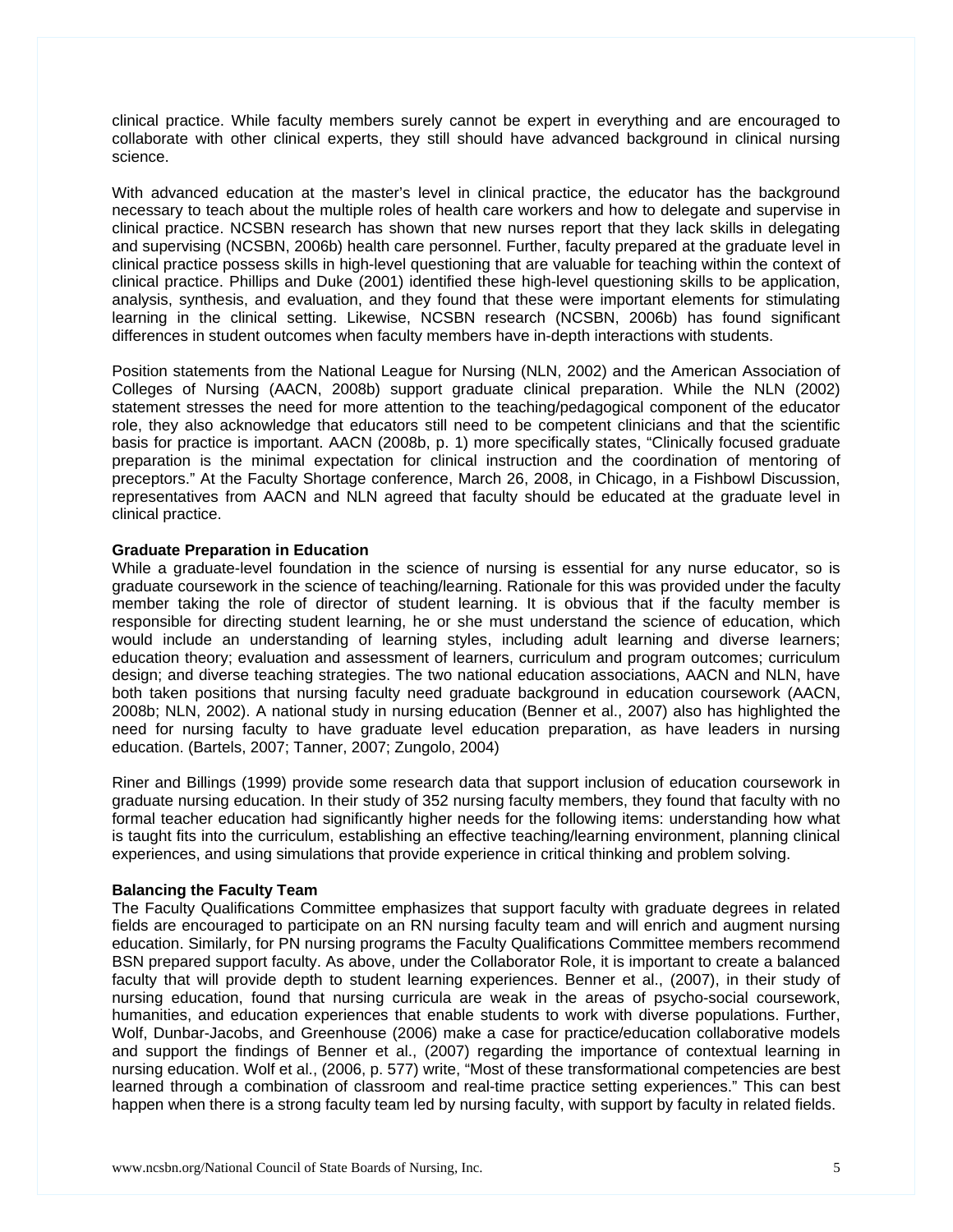clinical practice. While faculty members surely cannot be expert in everything and are encouraged to collaborate with other clinical experts, they still should have advanced background in clinical nursing science.

With advanced education at the master's level in clinical practice, the educator has the background necessary to teach about the multiple roles of health care workers and how to delegate and supervise in clinical practice. NCSBN research has shown that new nurses report that they lack skills in delegating and supervising (NCSBN, 2006b) health care personnel. Further, faculty prepared at the graduate level in clinical practice possess skills in high-level questioning that are valuable for teaching within the context of clinical practice. Phillips and Duke (2001) identified these high-level questioning skills to be application, analysis, synthesis, and evaluation, and they found that these were important elements for stimulating learning in the clinical setting. Likewise, NCSBN research (NCSBN, 2006b) has found significant differences in student outcomes when faculty members have in-depth interactions with students.

Position statements from the National League for Nursing (NLN, 2002) and the American Association of Colleges of Nursing (AACN, 2008b) support graduate clinical preparation. While the NLN (2002) statement stresses the need for more attention to the teaching/pedagogical component of the educator role, they also acknowledge that educators still need to be competent clinicians and that the scientific basis for practice is important. AACN (2008b, p. 1) more specifically states, "Clinically focused graduate preparation is the minimal expectation for clinical instruction and the coordination of mentoring of preceptors." At the Faculty Shortage conference, March 26, 2008, in Chicago, in a Fishbowl Discussion, representatives from AACN and NLN agreed that faculty should be educated at the graduate level in clinical practice.

**Graduate Preparation in Education**

While a graduate-level foundation in the science of nursing is essential for any nurse educator, so is graduate coursework in the science of teaching/learning. Rationale for this was provided under the faculty member taking the role of director of student learning. It is obvious that if the faculty member is responsible for directing student learning, he or she must understand the science of education, which would include an understanding of learning styles, including adult learning and diverse learners; education theory; evaluation and assessment of learners, curriculum and program outcomes; curriculum design; and diverse teaching strategies. The two national education associations, AACN and NLN, have both taken positions that nursing faculty need graduate background in education coursework (AACN, 2008b; NLN, 2002). A national study in nursing education (Benner et al., 2007) also has highlighted the need for nursing faculty to have graduate level education preparation, as have leaders in nursing education. (Bartels, 2007; Tanner, 2007; Zungolo, 2004)

Riner and Billings (1999) provide some research data that support inclusion of education coursework in graduate nursing education. In their study of 352 nursing faculty members, they found that faculty with no formal teacher education had significantly higher needs for the following items: understanding how what is taught fits into the curriculum, establishing an effective teaching/learning environment, planning clinical experiences, and using simulations that provide experience in critical thinking and problem solving.

**Balancing the Faculty Team**

The Faculty Qualifications Committee emphasizes that support faculty with graduate degrees in related fields are encouraged to participate on an RN nursing faculty team and will enrich and augment nursing education. Similarly, for PN nursing programs the Faculty Qualifications Committee members recommend BSN prepared support faculty. As above, under the Collaborator Role, it is important to create a balanced faculty that will provide depth to student learning experiences. Benner et al., (2007), in their study of nursing education, found that nursing curricula are weak in the areas of psycho-social coursework, humanities, and education experiences that enable students to work with diverse populations. Further, Wolf, Dunbar-Jacobs, and Greenhouse (2006) make a case for practice/education collaborative models and support the findings of Benner et al., (2007) regarding the importance of contextual learning in nursing education. Wolf et al., (2006, p. 577) write, "Most of these transformational competencies are best learned through a combination of classroom and real-time practice setting experiences." This can best happen when there is a strong faculty team led by nursing faculty, with support by faculty in related fields.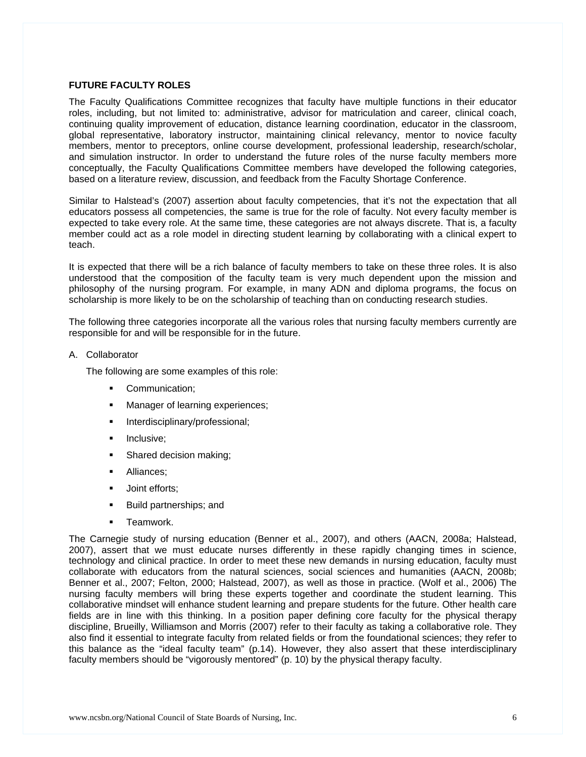## FUTURE FACULTY ROLES

The Faculty Qualifications Committee recognizes that faculty have multiple functions in their educator roles, including, but not limited to: administrative, advisor for matriculation and career, clinical coach, continuing quality improvement of education, distance learning coordination, educator in the classroom, global representative, laboratory instructor, maintaining clinical relevancy, mentor to novice faculty members, mentor to preceptors, online course development, professional leadership, research/scholar, and simulation instructor. In order to understand the future roles of the nurse faculty members more conceptually, the Faculty Qualifications Committee members have developed the following categories, based on a literature review, discussion, and feedback from the Faculty Shortage Conference.

Similar to Halstead's (2007) assertion about faculty competencies, that it's not the expectation that all educators possess all competencies, the same is true for the role of faculty. Not every faculty member is expected to take every role. At the same time, these categories are not always discrete. That is, a faculty member could act as a role model in directing student learning by collaborating with a clinical expert to teach.

It is expected that there will be a rich balance of faculty members to take on these three roles. It is also understood that the composition of the faculty team is very much dependent upon the mission and philosophy of the nursing program. For example, in many ADN and diploma programs, the focus on scholarship is more likely to be on the scholarship of teaching than on conducting research studies.

The following three categories incorporate all the various roles that nursing faculty members currently are responsible for and will be responsible for in the future.

A. Collaborator

   The following are some examples of this role:

   - Communication;
   - Manager of learning experiences;
   - Interdisciplinary/professional;
   - Inclusive;
   - Shared decision making;
   - Alliances;
   - Joint efforts;
   - Build partnerships; and
   - Teamwork.

The Carnegie study of nursing education (Benner et al., 2007), and others (AACN, 2008a; Halstead, 2007), assert that we must educate nurses differently in these rapidly changing times in science, technology and clinical practice. In order to meet these new demands in nursing education, faculty must collaborate with educators from the natural sciences, social sciences and humanities (AACN, 2008b; Benner et al., 2007; Felton, 2000; Halstead, 2007), as well as those in practice. (Wolf et al., 2006) The nursing faculty members will bring these experts together and coordinate the student learning. This collaborative mindset will enhance student learning and prepare students for the future. Other health care fields are in line with this thinking. In a position paper defining core faculty for the physical therapy discipline, Brueilly, Williamson and Morris (2007) refer to their faculty as taking a collaborative role. They also find it essential to integrate faculty from related fields or from the foundational sciences; they refer to this balance as the "ideal faculty team" (p.14). However, they also assert that these interdisciplinary faculty members should be "vigorously mentored" (p. 10) by the physical therapy faculty.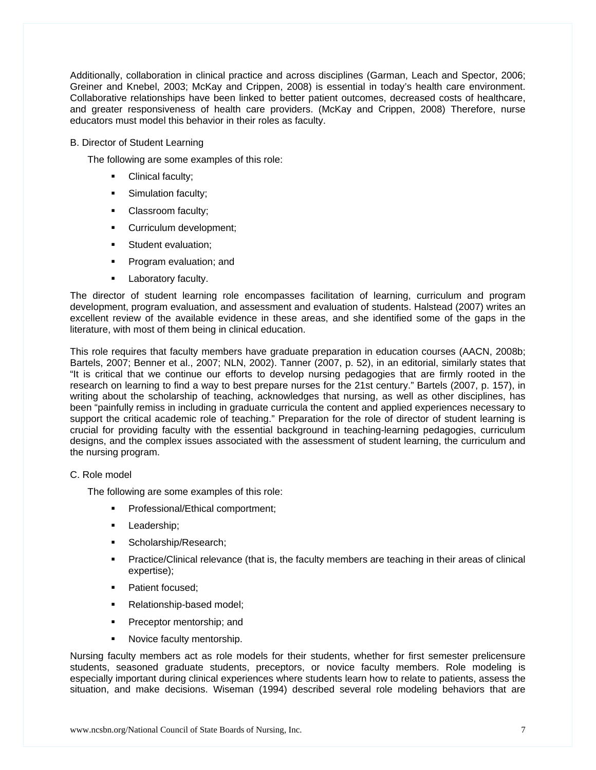Additionally, collaboration in clinical practice and across disciplines (Garman, Leach and Spector, 2006; Greiner and Knebel, 2003; McKay and Crippen, 2008) is essential in today's health care environment. Collaborative relationships have been linked to better patient outcomes, decreased costs of healthcare, and greater responsiveness of health care providers. (McKay and Crippen, 2008) Therefore, nurse educators must model this behavior in their roles as faculty.

B. Director of Student Learning

The following are some examples of this role:

- Clinical faculty;
- Simulation faculty;
- Classroom faculty;
- Curriculum development;
- Student evaluation;
- Program evaluation; and
- Laboratory faculty.

The director of student learning role encompasses facilitation of learning, curriculum and program development, program evaluation, and assessment and evaluation of students. Halstead (2007) writes an excellent review of the available evidence in these areas, and she identified some of the gaps in the literature, with most of them being in clinical education.

This role requires that faculty members have graduate preparation in education courses (AACN, 2008b; Bartels, 2007; Benner et al., 2007; NLN, 2002). Tanner (2007, p. 52), in an editorial, similarly states that "It is critical that we continue our efforts to develop nursing pedagogies that are firmly rooted in the research on learning to find a way to best prepare nurses for the 21st century." Bartels (2007, p. 157), in writing about the scholarship of teaching, acknowledges that nursing, as well as other disciplines, has been "painfully remiss in including in graduate curricula the content and applied experiences necessary to support the critical academic role of teaching." Preparation for the role of director of student learning is crucial for providing faculty with the essential background in teaching-learning pedagogies, curriculum designs, and the complex issues associated with the assessment of student learning, the curriculum and the nursing program.

C. Role model

The following are some examples of this role:

- Professional/Ethical comportment;
- Leadership;
- Scholarship/Research;
- Practice/Clinical relevance (that is, the faculty members are teaching in their areas of clinical expertise);
- Patient focused;
- Relationship-based model;
- Preceptor mentorship; and
- Novice faculty mentorship.

Nursing faculty members act as role models for their students, whether for first semester prelicensure students, seasoned graduate students, preceptors, or novice faculty members. Role modeling is especially important during clinical experiences where students learn how to relate to patients, assess the situation, and make decisions. Wiseman (1994) described several role modeling behaviors that are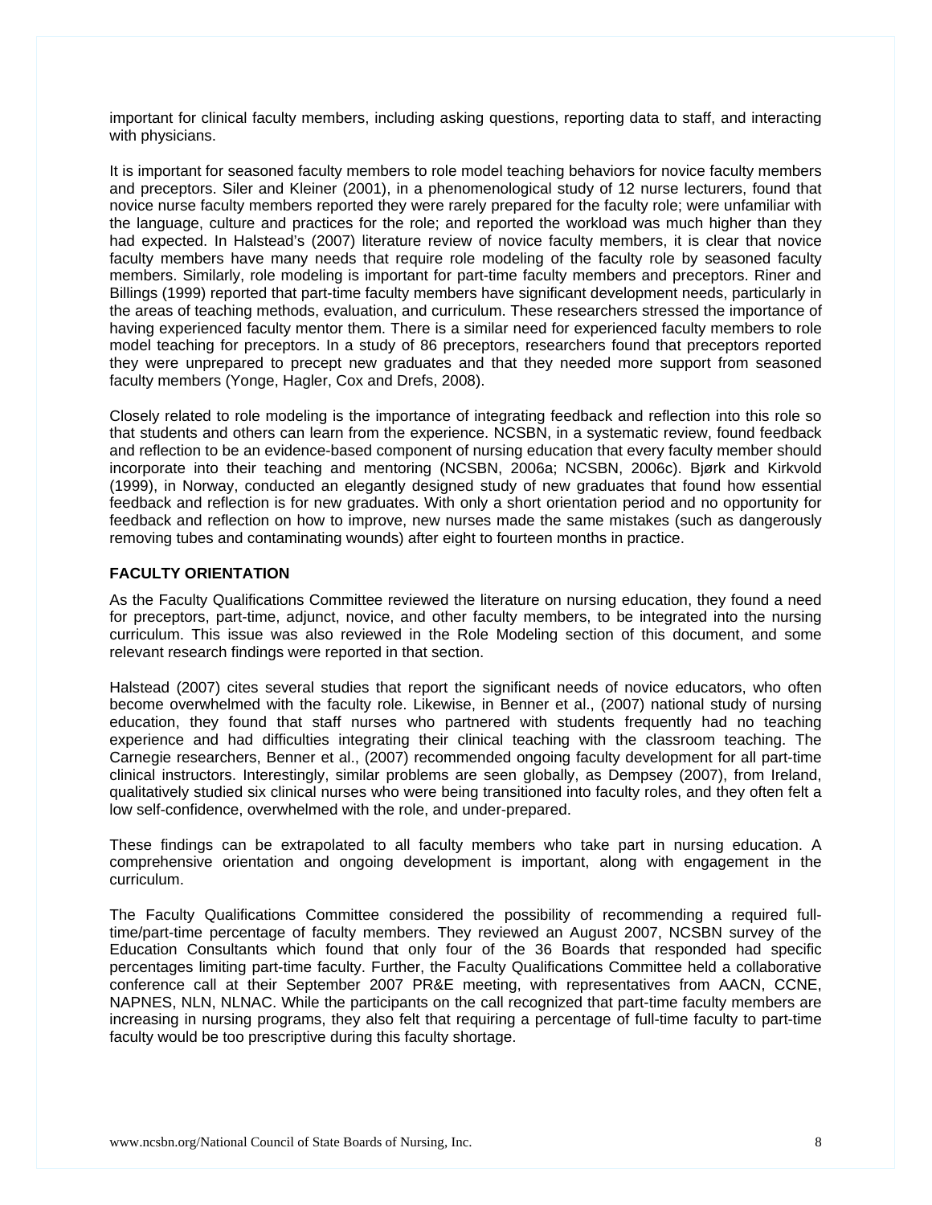important for clinical faculty members, including asking questions, reporting data to staff, and interacting with physicians.

It is important for seasoned faculty members to role model teaching behaviors for novice faculty members and preceptors. Siler and Kleiner (2001), in a phenomenological study of 12 nurse lecturers, found that novice nurse faculty members reported they were rarely prepared for the faculty role; were unfamiliar with the language, culture and practices for the role; and reported the workload was much higher than they had expected. In Halstead's (2007) literature review of novice faculty members, it is clear that novice faculty members have many needs that require role modeling of the faculty role by seasoned faculty members. Similarly, role modeling is important for part-time faculty members and preceptors. Riner and Billings (1999) reported that part-time faculty members have significant development needs, particularly in the areas of teaching methods, evaluation, and curriculum. These researchers stressed the importance of having experienced faculty mentor them. There is a similar need for experienced faculty members to role model teaching for preceptors. In a study of 86 preceptors, researchers found that preceptors reported they were unprepared to precept new graduates and that they needed more support from seasoned faculty members (Yonge, Hagler, Cox and Drefs, 2008).

Closely related to role modeling is the importance of integrating feedback and reflection into this role so that students and others can learn from the experience. NCSBN, in a systematic review, found feedback and reflection to be an evidence-based component of nursing education that every faculty member should incorporate into their teaching and mentoring (NCSBN, 2006a; NCSBN, 2006c). Bjørk and Kirkvold (1999), in Norway, conducted an elegantly designed study of new graduates that found how essential feedback and reflection is for new graduates. With only a short orientation period and no opportunity for feedback and reflection on how to improve, new nurses made the same mistakes (such as dangerously removing tubes and contaminating wounds) after eight to fourteen months in practice.

## FACULTY ORIENTATION

As the Faculty Qualifications Committee reviewed the literature on nursing education, they found a need for preceptors, part-time, adjunct, novice, and other faculty members, to be integrated into the nursing curriculum. This issue was also reviewed in the Role Modeling section of this document, and some relevant research findings were reported in that section.

Halstead (2007) cites several studies that report the significant needs of novice educators, who often become overwhelmed with the faculty role. Likewise, in Benner et al., (2007) national study of nursing education, they found that staff nurses who partnered with students frequently had no teaching experience and had difficulties integrating their clinical teaching with the classroom teaching. The Carnegie researchers, Benner et al., (2007) recommended ongoing faculty development for all part-time clinical instructors. Interestingly, similar problems are seen globally, as Dempsey (2007), from Ireland, qualitatively studied six clinical nurses who were being transitioned into faculty roles, and they often felt a low self-confidence, overwhelmed with the role, and under-prepared.

These findings can be extrapolated to all faculty members who take part in nursing education. A comprehensive orientation and ongoing development is important, along with engagement in the curriculum.

The Faculty Qualifications Committee considered the possibility of recommending a required full-time/part-time percentage of faculty members. They reviewed an August 2007, NCSBN survey of the Education Consultants which found that only four of the 36 Boards that responded had specific percentages limiting part-time faculty. Further, the Faculty Qualifications Committee held a collaborative conference call at their September 2007 PR&E meeting, with representatives from AACN, CCNE, NAPNES, NLN, NLNAC. While the participants on the call recognized that part-time faculty members are increasing in nursing programs, they also felt that requiring a percentage of full-time faculty to part-time faculty would be too prescriptive during this faculty shortage.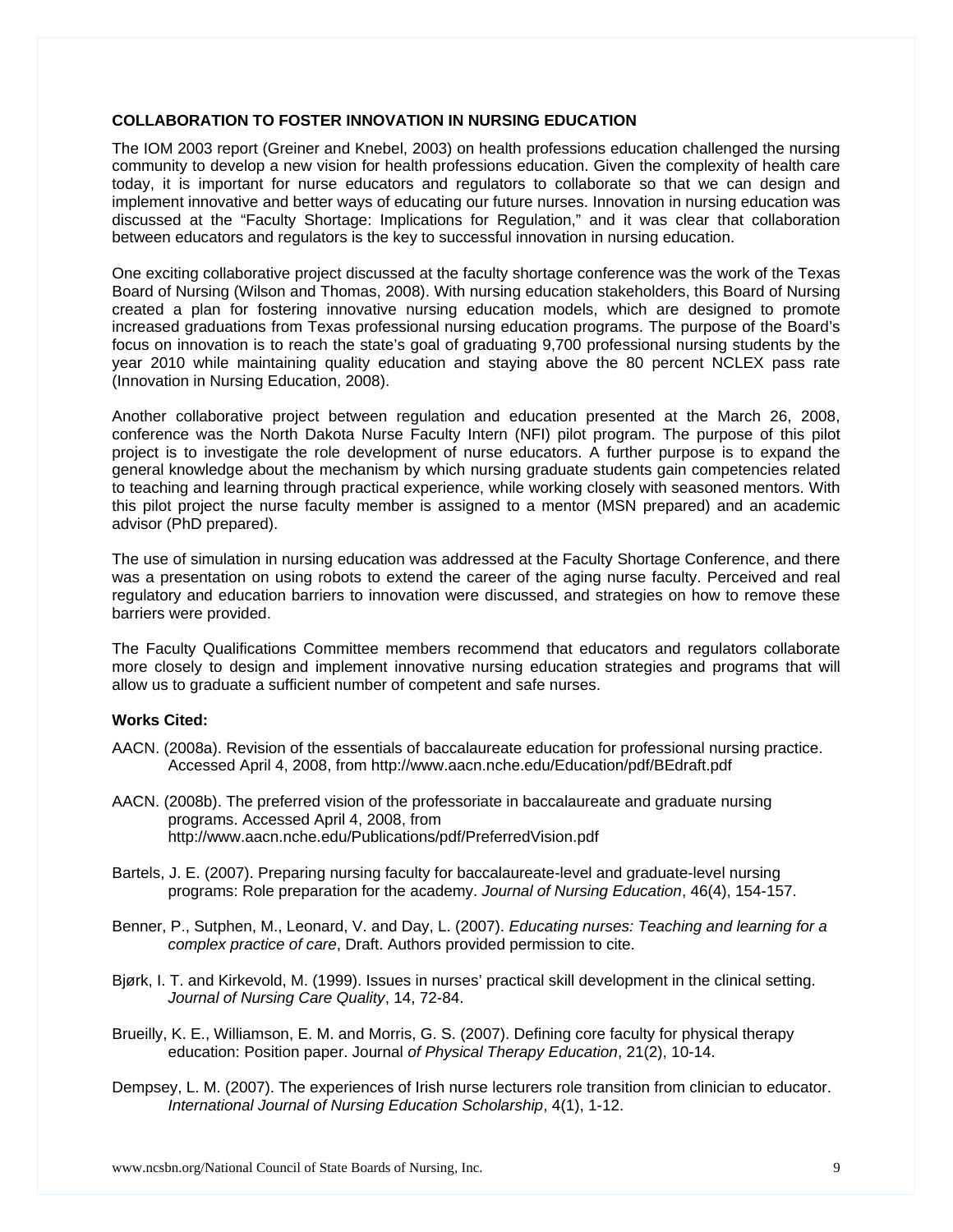## COLLABORATION TO FOSTER INNOVATION IN NURSING EDUCATION

The IOM 2003 report (Greiner and Knebel, 2003) on health professions education challenged the nursing community to develop a new vision for health professions education. Given the complexity of health care today, it is important for nurse educators and regulators to collaborate so that we can design and implement innovative and better ways of educating our future nurses. Innovation in nursing education was discussed at the "Faculty Shortage: Implications for Regulation," and it was clear that collaboration between educators and regulators is the key to successful innovation in nursing education.

One exciting collaborative project discussed at the faculty shortage conference was the work of the Texas Board of Nursing (Wilson and Thomas, 2008). With nursing education stakeholders, this Board of Nursing created a plan for fostering innovative nursing education models, which are designed to promote increased graduations from Texas professional nursing education programs. The purpose of the Board's focus on innovation is to reach the state's goal of graduating 9,700 professional nursing students by the year 2010 while maintaining quality education and staying above the 80 percent NCLEX pass rate (Innovation in Nursing Education, 2008).

Another collaborative project between regulation and education presented at the March 26, 2008, conference was the North Dakota Nurse Faculty Intern (NFI) pilot program. The purpose of this pilot project is to investigate the role development of nurse educators. A further purpose is to expand the general knowledge about the mechanism by which nursing graduate students gain competencies related to teaching and learning through practical experience, while working closely with seasoned mentors. With this pilot project the nurse faculty member is assigned to a mentor (MSN prepared) and an academic advisor (PhD prepared).

The use of simulation in nursing education was addressed at the Faculty Shortage Conference, and there was a presentation on using robots to extend the career of the aging nurse faculty. Perceived and real regulatory and education barriers to innovation were discussed, and strategies on how to remove these barriers were provided.

The Faculty Qualifications Committee members recommend that educators and regulators collaborate more closely to design and implement innovative nursing education strategies and programs that will allow us to graduate a sufficient number of competent and safe nurses.

**Works Cited:**

AACN. (2008a). Revision of the essentials of baccalaureate education for professional nursing practice. Accessed April 4, 2008, from http://www.aacn.nche.edu/Education/pdf/BEdraft.pdf

AACN. (2008b). The preferred vision of the professoriate in baccalaureate and graduate nursing programs. Accessed April 4, 2008, from http://www.aacn.nche.edu/Publications/pdf/PreferredVision.pdf

Bartels, J. E. (2007). Preparing nursing faculty for baccalaureate-level and graduate-level nursing programs: Role preparation for the academy. *Journal of Nursing Education*, 46(4), 154-157.

Benner, P., Sutphen, M., Leonard, V. and Day, L. (2007). *Educating nurses: Teaching and learning for a complex practice of care*, Draft. Authors provided permission to cite.

Bjørk, I. T. and Kirkevold, M. (1999). Issues in nurses' practical skill development in the clinical setting. *Journal of Nursing Care Quality*, 14, 72-84.

Brueilly, K. E., Williamson, E. M. and Morris, G. S. (2007). Defining core faculty for physical therapy education: Position paper. Journal *of Physical Therapy Education*, 21(2), 10-14.

Dempsey, L. M. (2007). The experiences of Irish nurse lecturers role transition from clinician to educator. *International Journal of Nursing Education Scholarship*, 4(1), 1-12.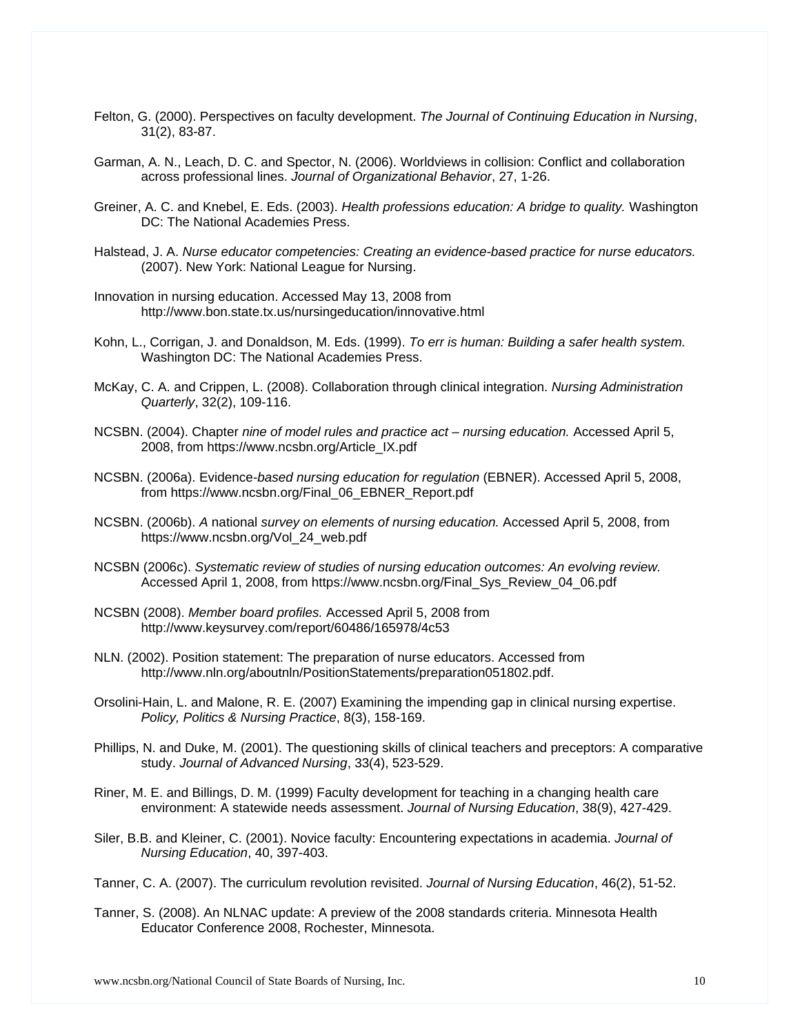Felton, G. (2000). Perspectives on faculty development. *The Journal of Continuing Education in Nursing*, 31(2), 83-87.

Garman, A. N., Leach, D. C. and Spector, N. (2006). Worldviews in collision: Conflict and collaboration across professional lines. *Journal of Organizational Behavior*, 27, 1-26.

Greiner, A. C. and Knebel, E. Eds. (2003). *Health professions education: A bridge to quality.* Washington DC: The National Academies Press.

Halstead, J. A. *Nurse educator competencies: Creating an evidence-based practice for nurse educators.* (2007). New York: National League for Nursing.

Innovation in nursing education. Accessed May 13, 2008 from http://www.bon.state.tx.us/nursingeducation/innovative.html

Kohn, L., Corrigan, J. and Donaldson, M. Eds. (1999). *To err is human: Building a safer health system.* Washington DC: The National Academies Press.

McKay, C. A. and Crippen, L. (2008). Collaboration through clinical integration. *Nursing Administration Quarterly*, 32(2), 109-116.

NCSBN. (2004). Chapter *nine of model rules and practice act – nursing education.* Accessed April 5, 2008, from https://www.ncsbn.org/Article_IX.pdf

NCSBN. (2006a). Evidence-*based nursing education for regulation* (EBNER). Accessed April 5, 2008, from https://www.ncsbn.org/Final_06_EBNER_Report.pdf

NCSBN. (2006b). *A* national *survey on elements of nursing education.* Accessed April 5, 2008, from https://www.ncsbn.org/Vol_24_web.pdf

NCSBN (2006c). *Systematic review of studies of nursing education outcomes: An evolving review.* Accessed April 1, 2008, from https://www.ncsbn.org/Final_Sys_Review_04_06.pdf

NCSBN (2008). *Member board profiles.* Accessed April 5, 2008 from http://www.keysurvey.com/report/60486/165978/4c53

NLN. (2002). Position statement: The preparation of nurse educators. Accessed from http://www.nln.org/aboutnln/PositionStatements/preparation051802.pdf.

Orsolini-Hain, L. and Malone, R. E. (2007) Examining the impending gap in clinical nursing expertise. *Policy, Politics & Nursing Practice*, 8(3), 158-169.

Phillips, N. and Duke, M. (2001). The questioning skills of clinical teachers and preceptors: A comparative study. *Journal of Advanced Nursing*, 33(4), 523-529.

Riner, M. E. and Billings, D. M. (1999) Faculty development for teaching in a changing health care environment: A statewide needs assessment. *Journal of Nursing Education*, 38(9), 427-429.

Siler, B.B. and Kleiner, C. (2001). Novice faculty: Encountering expectations in academia. *Journal of Nursing Education*, 40, 397-403.

Tanner, C. A. (2007). The curriculum revolution revisited. *Journal of Nursing Education*, 46(2), 51-52.

Tanner, S. (2008). An NLNAC update: A preview of the 2008 standards criteria. Minnesota Health Educator Conference 2008, Rochester, Minnesota.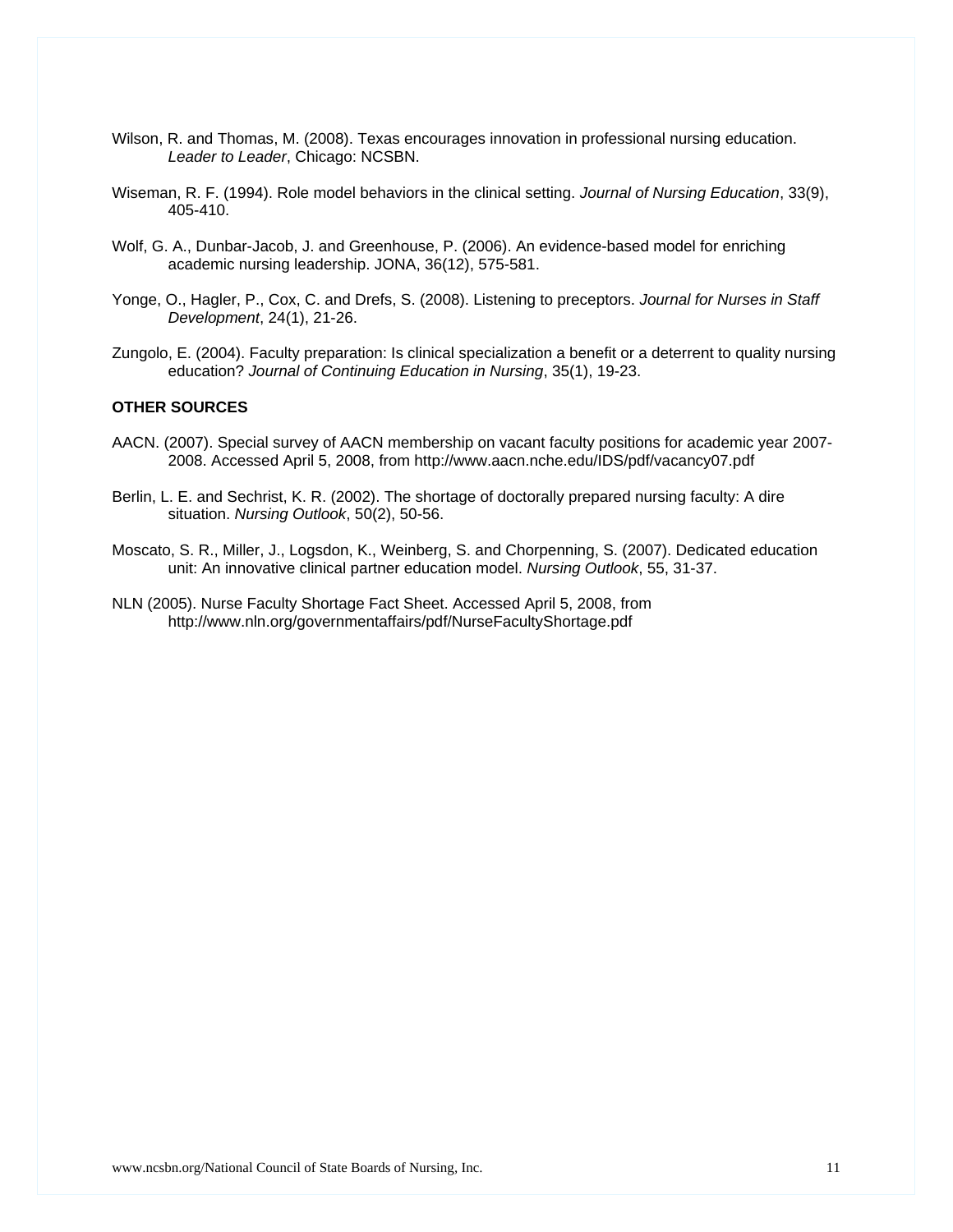Wilson, R. and Thomas, M. (2008). Texas encourages innovation in professional nursing education. *Leader to Leader*, Chicago: NCSBN.

Wiseman, R. F. (1994). Role model behaviors in the clinical setting. *Journal of Nursing Education*, 33(9), 405-410.

Wolf, G. A., Dunbar-Jacob, J. and Greenhouse, P. (2006). An evidence-based model for enriching academic nursing leadership. JONA, 36(12), 575-581.

Yonge, O., Hagler, P., Cox, C. and Drefs, S. (2008). Listening to preceptors. *Journal for Nurses in Staff Development*, 24(1), 21-26.

Zungolo, E. (2004). Faculty preparation: Is clinical specialization a benefit or a deterrent to quality nursing education? *Journal of Continuing Education in Nursing*, 35(1), 19-23.

**OTHER SOURCES**

AACN. (2007). Special survey of AACN membership on vacant faculty positions for academic year 2007-2008. Accessed April 5, 2008, from http://www.aacn.nche.edu/IDS/pdf/vacancy07.pdf

Berlin, L. E. and Sechrist, K. R. (2002). The shortage of doctorally prepared nursing faculty: A dire situation. *Nursing Outlook*, 50(2), 50-56.

Moscato, S. R., Miller, J., Logsdon, K., Weinberg, S. and Chorpenning, S. (2007). Dedicated education unit: An innovative clinical partner education model. *Nursing Outlook*, 55, 31-37.

NLN (2005). Nurse Faculty Shortage Fact Sheet. Accessed April 5, 2008, from http://www.nln.org/governmentaffairs/pdf/NurseFacultyShortage.pdf